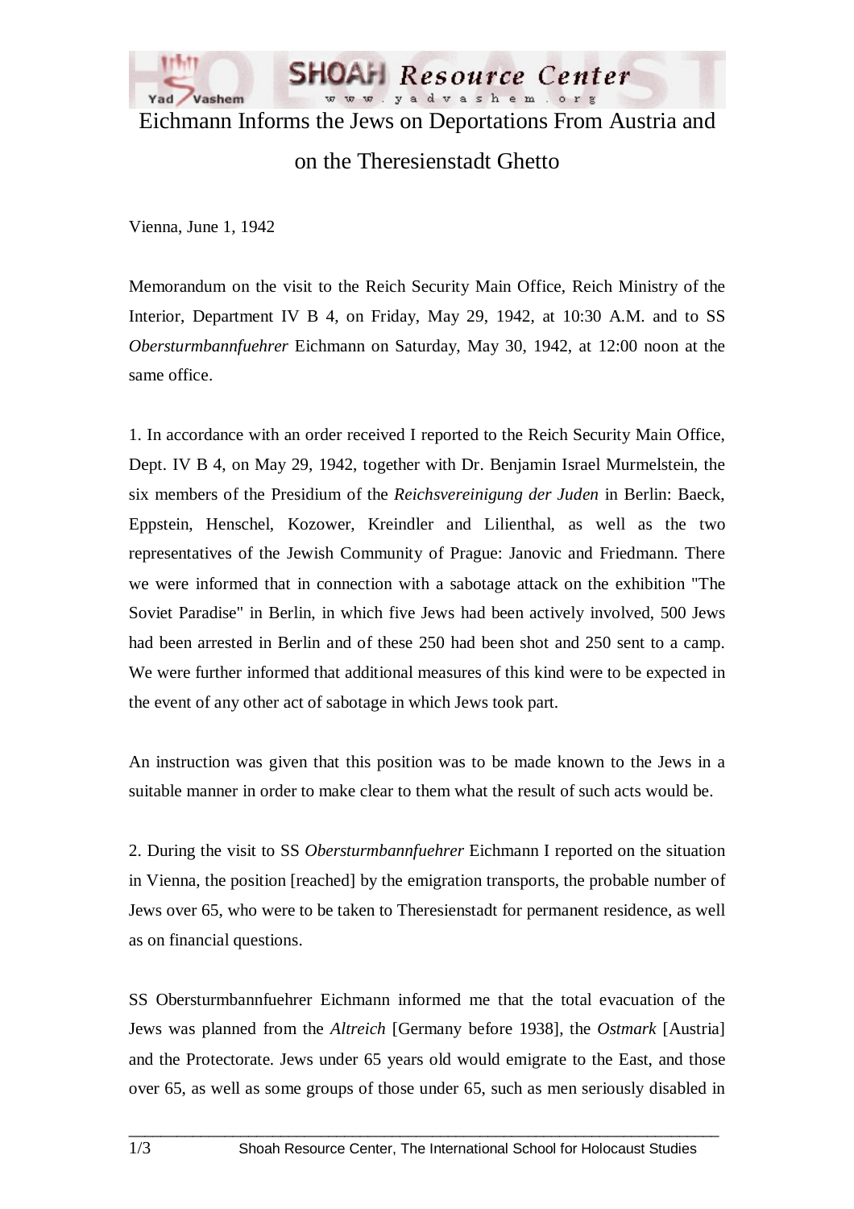# Eichmann Informs the Jews on Deportations From Austria and on the Theresienstadt Ghetto

Vienna, June 1, 1942

Memorandum on the visit to the Reich Security Main Office, Reich Ministry of the Interior, Department IV B 4, on Friday, May 29, 1942, at 10:30 A.M. and to SS *Obersturmbannfuehrer* Eichmann on Saturday, May 30, 1942, at 12:00 noon at the same office.

1. In accordance with an order received I reported to the Reich Security Main Office, Dept. IV B 4, on May 29, 1942, together with Dr. Benjamin Israel Murmelstein, the six members of the Presidium of the *Reichsvereinigung der Juden* in Berlin: Baeck, Eppstein, Henschel, Kozower, Kreindler and Lilienthal, as well as the two representatives of the Jewish Community of Prague: Janovic and Friedmann. There we were informed that in connection with a sabotage attack on the exhibition "The Soviet Paradise" in Berlin, in which five Jews had been actively involved, 500 Jews had been arrested in Berlin and of these 250 had been shot and 250 sent to a camp. We were further informed that additional measures of this kind were to be expected in the event of any other act of sabotage in which Jews took part.

An instruction was given that this position was to be made known to the Jews in a suitable manner in order to make clear to them what the result of such acts would be.

2. During the visit to SS *Obersturmbannfuehrer* Eichmann I reported on the situation in Vienna, the position [reached] by the emigration transports, the probable number of Jews over 65, who were to be taken to Theresienstadt for permanent residence, as well as on financial questions.

SS Obersturmbannfuehrer Eichmann informed me that the total evacuation of the Jews was planned from the *Altreich* [Germany before 1938], the *Ostmark* [Austria] and the Protectorate. Jews under 65 years old would emigrate to the East, and those over 65, as well as some groups of those under 65, such as men seriously disabled in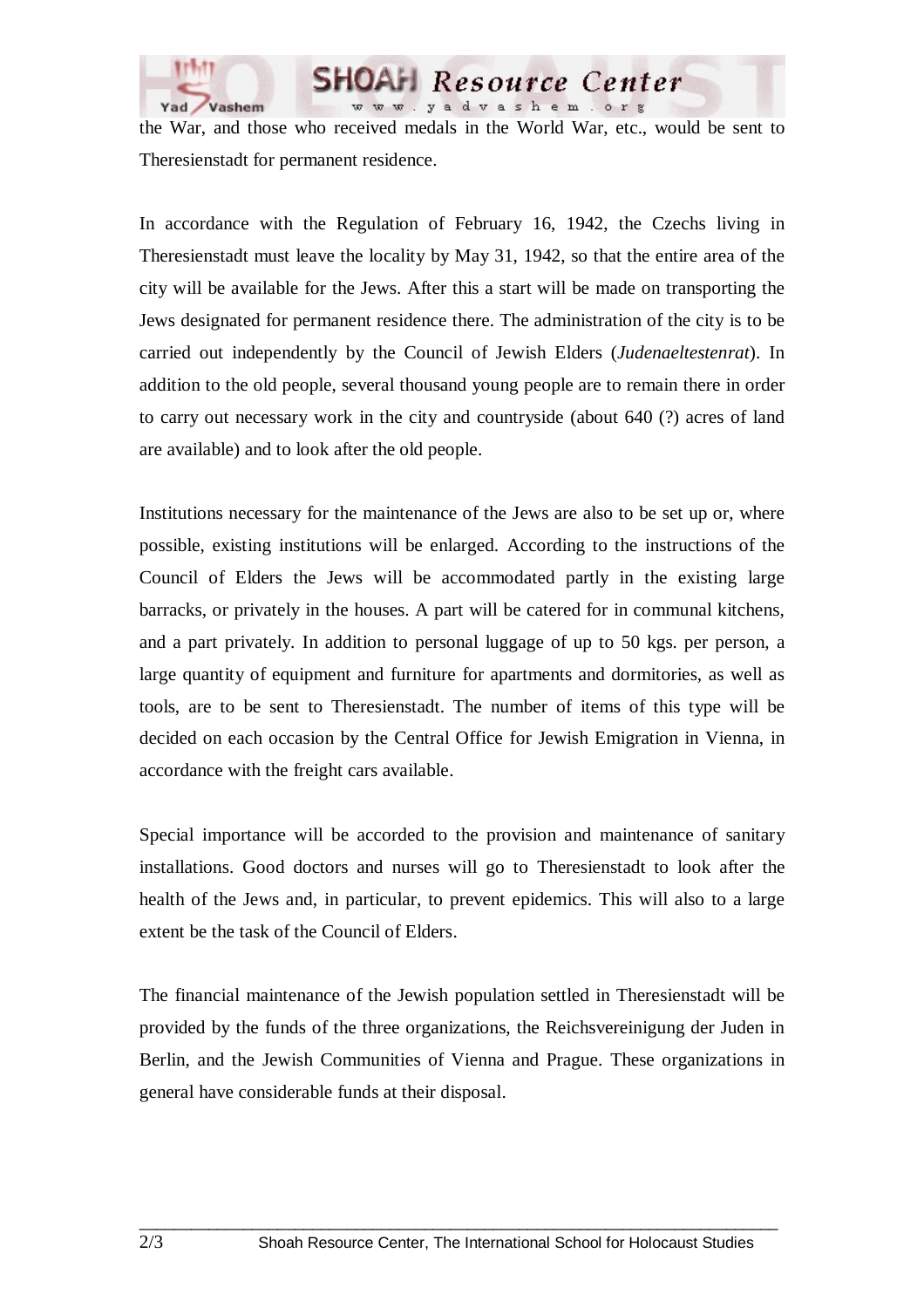the War, and those who received medals in the World War, etc., would be sent to Theresienstadt for permanent residence.

In accordance with the Regulation of February 16, 1942, the Czechs living in Theresienstadt must leave the locality by May 31, 1942, so that the entire area of the city will be available for the Jews. After this a start will be made on transporting the Jews designated for permanent residence there. The administration of the city is to be carried out independently by the Council of Jewish Elders (*Judenaeltestenrat*). In addition to the old people, several thousand young people are to remain there in order to carry out necessary work in the city and countryside (about 640 (?) acres of land are available) and to look after the old people.

Institutions necessary for the maintenance of the Jews are also to be set up or, where possible, existing institutions will be enlarged. According to the instructions of the Council of Elders the Jews will be accommodated partly in the existing large barracks, or privately in the houses. A part will be catered for in communal kitchens, and a part privately. In addition to personal luggage of up to 50 kgs. per person, a large quantity of equipment and furniture for apartments and dormitories, as well as tools, are to be sent to Theresienstadt. The number of items of this type will be decided on each occasion by the Central Office for Jewish Emigration in Vienna, in accordance with the freight cars available.

Special importance will be accorded to the provision and maintenance of sanitary installations. Good doctors and nurses will go to Theresienstadt to look after the health of the Jews and, in particular, to prevent epidemics. This will also to a large extent be the task of the Council of Elders.

The financial maintenance of the Jewish population settled in Theresienstadt will be provided by the funds of the three organizations, the Reichsvereinigung der Juden in Berlin, and the Jewish Communities of Vienna and Prague. These organizations in general have considerable funds at their disposal.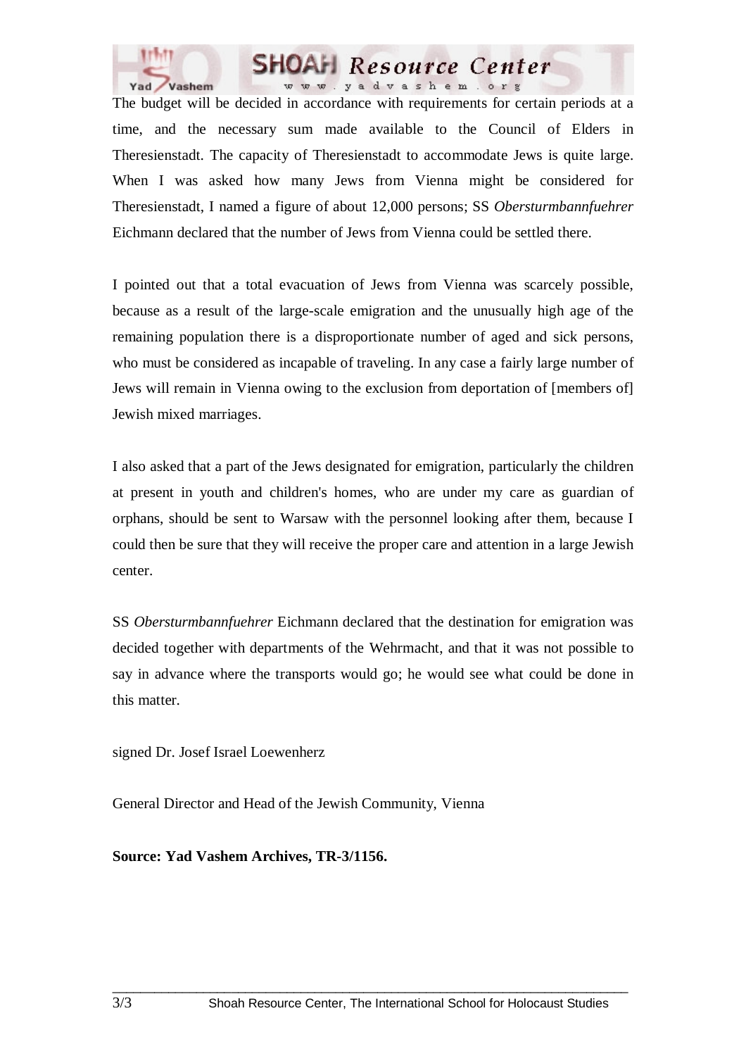The budget will be decided in accordance with requirements for certain periods at a time, and the necessary sum made available to the Council of Elders in Theresienstadt. The capacity of Theresienstadt to accommodate Jews is quite large. When I was asked how many Jews from Vienna might be considered for Theresienstadt, I named a figure of about 12,000 persons; SS *Obersturmbannfuehrer* Eichmann declared that the number of Jews from Vienna could be settled there.

I pointed out that a total evacuation of Jews from Vienna was scarcely possible, because as a result of the large-scale emigration and the unusually high age of the remaining population there is a disproportionate number of aged and sick persons, who must be considered as incapable of traveling. In any case a fairly large number of Jews will remain in Vienna owing to the exclusion from deportation of [members of] Jewish mixed marriages.

I also asked that a part of the Jews designated for emigration, particularly the children at present in youth and children's homes, who are under my care as guardian of orphans, should be sent to Warsaw with the personnel looking after them, because I could then be sure that they will receive the proper care and attention in a large Jewish center.

SS *Obersturmbannfuehrer* Eichmann declared that the destination for emigration was decided together with departments of the Wehrmacht, and that it was not possible to say in advance where the transports would go; he would see what could be done in this matter.

signed Dr. Josef Israel Loewenherz

General Director and Head of the Jewish Community, Vienna

**Source: Yad Vashem Archives, TR-3/1156.**